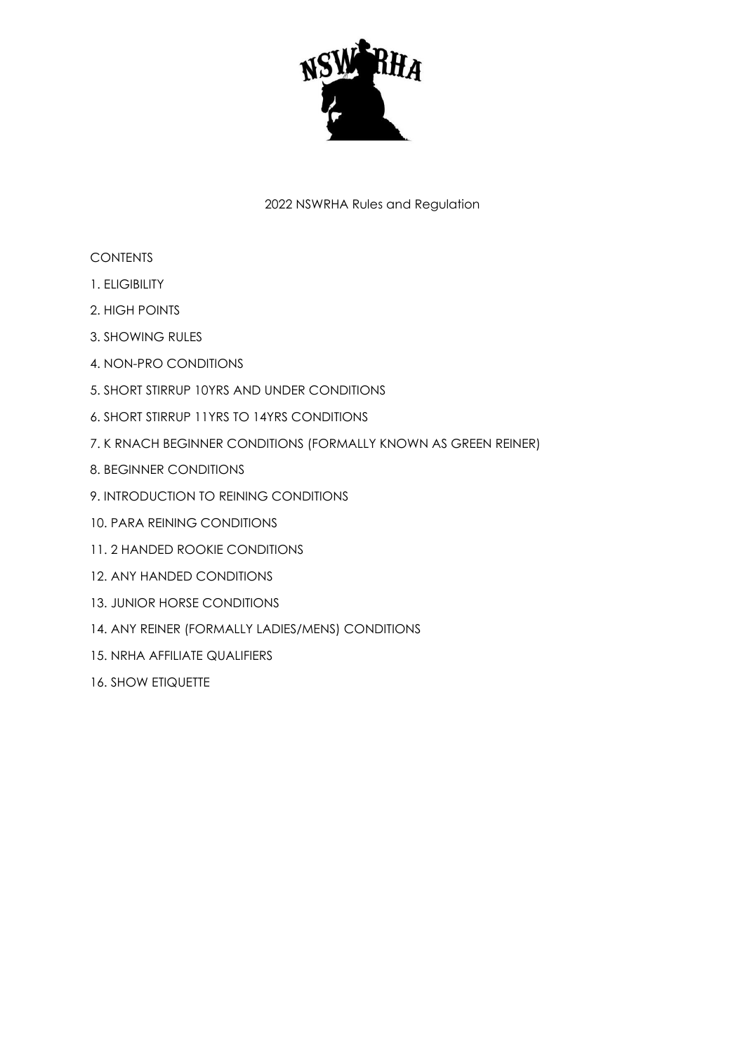NSWRHA

2022 NSWRHA Rules and Regulation

CONTENTS

1. ELIGIBILITY
2. HIGH POINTS
3. SHOWING RULES
4. NON-PRO CONDITIONS
5. SHORT STIRRUP 10YRS AND UNDER CONDITIONS
6. SHORT STIRRUP 11YRS TO 14YRS CONDITIONS
7. K RNACH BEGINNER CONDITIONS (FORMALLY KNOWN AS GREEN REINER)
8. BEGINNER CONDITIONS
9. INTRODUCTION TO REINING CONDITIONS
10. PARA REINING CONDITIONS
11. 2 HANDED ROOKIE CONDITIONS
12. ANY HANDED CONDITIONS
13. JUNIOR HORSE CONDITIONS
14. ANY REINER (FORMALLY LADIES/MENS) CONDITIONS
15. NRHA AFFILIATE QUALIFIERS
16. SHOW ETIQUETTE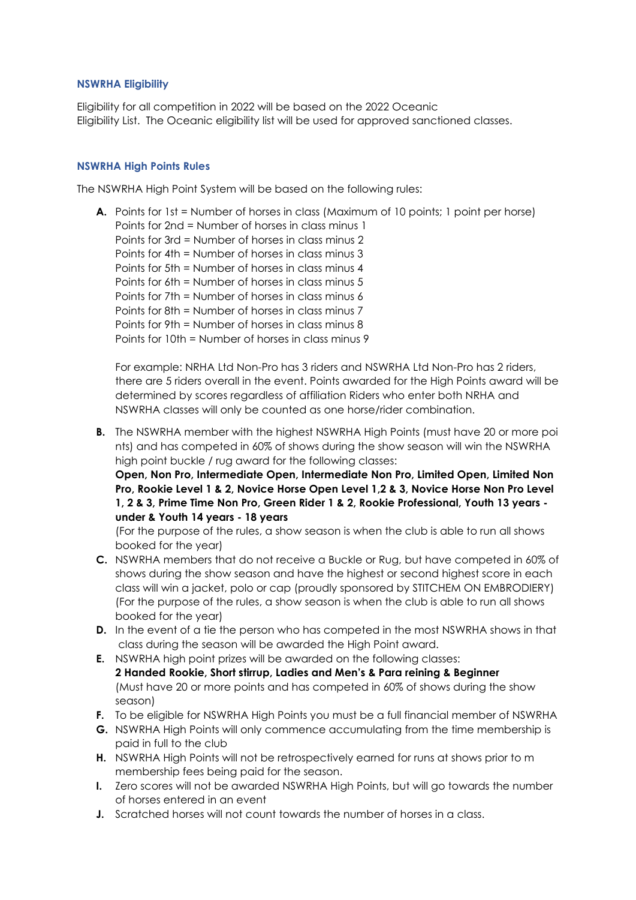### NSWRHA Eligibility

Eligibility for all competition in 2022 will be based on the 2022 Oceanic Eligibility List. The Oceanic eligibility list will be used for approved sanctioned classes.

### NSWRHA High Points Rules

The NSWRHA High Point System will be based on the following rules:

**A.** Points for 1st = Number of horses in class (Maximum of 10 points; 1 point per horse)
Points for 2nd = Number of horses in class minus 1
Points for 3rd = Number of horses in class minus 2
Points for 4th = Number of horses in class minus 3
Points for 5th = Number of horses in class minus 4
Points for 6th = Number of horses in class minus 5
Points for 7th = Number of horses in class minus 6
Points for 8th = Number of horses in class minus 7
Points for 9th = Number of horses in class minus 8
Points for 10th = Number of horses in class minus 9

For example: NRHA Ltd Non-Pro has 3 riders and NSWRHA Ltd Non-Pro has 2 riders, there are 5 riders overall in the event. Points awarded for the High Points award will be determined by scores regardless of affiliation Riders who enter both NRHA and NSWRHA classes will only be counted as one horse/rider combination.

**B.** The NSWRHA member with the highest NSWRHA High Points (must have 20 or more poi nts) and has competed in 60% of shows during the show season will win the NSWRHA high point buckle / rug award for the following classes:
**Open, Non Pro, Intermediate Open, Intermediate Non Pro, Limited Open, Limited Non Pro, Rookie Level 1 & 2, Novice Horse Open Level 1,2 & 3, Novice Horse Non Pro Level 1, 2 & 3, Prime Time Non Pro, Green Rider 1 & 2, Rookie Professional, Youth 13 years - under & Youth 14 years - 18 years**
(For the purpose of the rules, a show season is when the club is able to run all shows booked for the year)

**C.** NSWRHA members that do not receive a Buckle or Rug, but have competed in 60% of shows during the show season and have the highest or second highest score in each class will win a jacket, polo or cap (proudly sponsored by STITCHEM ON EMBRODIERY) (For the purpose of the rules, a show season is when the club is able to run all shows booked for the year)

**D.** In the event of a tie the person who has competed in the most NSWRHA shows in that class during the season will be awarded the High Point award.

**E.** NSWRHA high point prizes will be awarded on the following classes:
**2 Handed Rookie, Short stirrup, Ladies and Men's & Para reining & Beginner**
(Must have 20 or more points and has competed in 60% of shows during the show season)

**F.** To be eligible for NSWRHA High Points you must be a full financial member of NSWRHA

**G.** NSWRHA High Points will only commence accumulating from the time membership is paid in full to the club

**H.** NSWRHA High Points will not be retrospectively earned for runs at shows prior to m membership fees being paid for the season.

**I.** Zero scores will not be awarded NSWRHA High Points, but will go towards the number of horses entered in an event

**J.** Scratched horses will not count towards the number of horses in a class.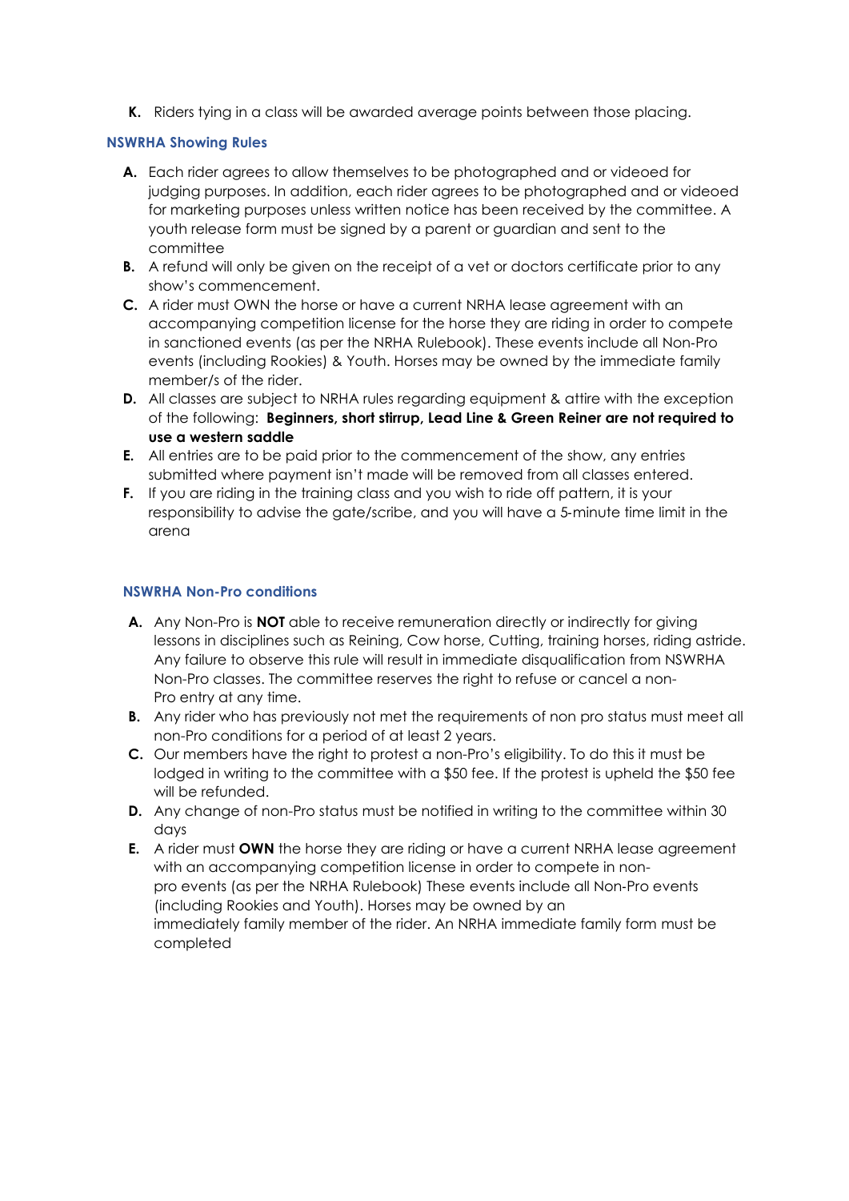K. Riders tying in a class will be awarded average points between those placing.

### NSWRHA Showing Rules

A. Each rider agrees to allow themselves to be photographed and or videoed for judging purposes. In addition, each rider agrees to be photographed and or videoed for marketing purposes unless written notice has been received by the committee. A youth release form must be signed by a parent or guardian and sent to the committee
B. A refund will only be given on the receipt of a vet or doctors certificate prior to any show's commencement.
C. A rider must OWN the horse or have a current NRHA lease agreement with an accompanying competition license for the horse they are riding in order to compete in sanctioned events (as per the NRHA Rulebook). These events include all Non-Pro events (including Rookies) & Youth. Horses may be owned by the immediate family member/s of the rider.
D. All classes are subject to NRHA rules regarding equipment & attire with the exception of the following: **Beginners, short stirrup, Lead Line & Green Reiner are not required to use a western saddle**
E. All entries are to be paid prior to the commencement of the show, any entries submitted where payment isn't made will be removed from all classes entered.
F. If you are riding in the training class and you wish to ride off pattern, it is your responsibility to advise the gate/scribe, and you will have a 5-minute time limit in the arena

### NSWRHA Non-Pro conditions

A. Any Non-Pro is **NOT** able to receive remuneration directly or indirectly for giving lessons in disciplines such as Reining, Cow horse, Cutting, training horses, riding astride. Any failure to observe this rule will result in immediate disqualification from NSWRHA Non-Pro classes. The committee reserves the right to refuse or cancel a non-Pro entry at any time.
B. Any rider who has previously not met the requirements of non pro status must meet all non-Pro conditions for a period of at least 2 years.
C. Our members have the right to protest a non-Pro's eligibility. To do this it must be lodged in writing to the committee with a $50 fee. If the protest is upheld the $50 fee will be refunded.
D. Any change of non-Pro status must be notified in writing to the committee within 30 days
E. A rider must **OWN** the horse they are riding or have a current NRHA lease agreement with an accompanying competition license in order to compete in non-pro events (as per the NRHA Rulebook) These events include all Non-Pro events (including Rookies and Youth). Horses may be owned by an immediately family member of the rider. An NRHA immediate family form must be completed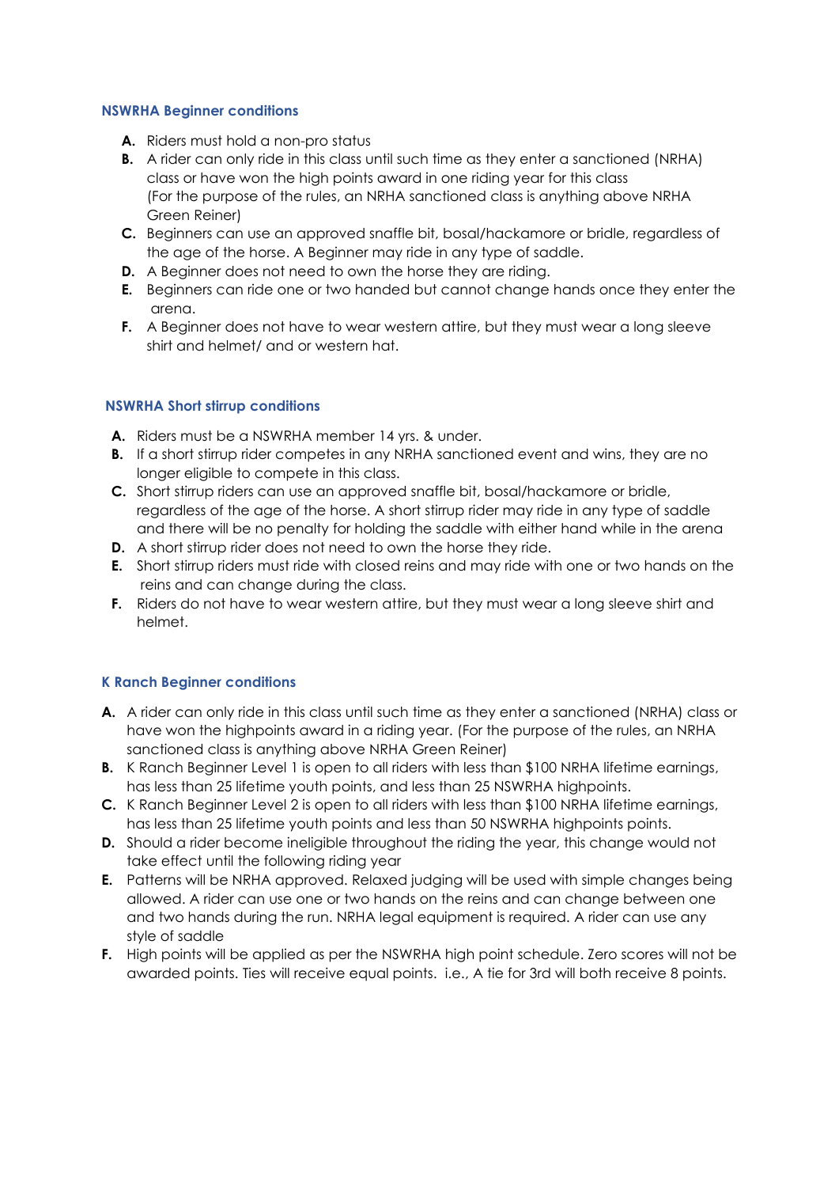### NSWRHA Beginner conditions

- **A.** Riders must hold a non-pro status
- **B.** A rider can only ride in this class until such time as they enter a sanctioned (NRHA) class or have won the high points award in one riding year for this class (For the purpose of the rules, an NRHA sanctioned class is anything above NRHA Green Reiner)
- **C.** Beginners can use an approved snaffle bit, bosal/hackamore or bridle, regardless of the age of the horse. A Beginner may ride in any type of saddle.
- **D.** A Beginner does not need to own the horse they are riding.
- **E.** Beginners can ride one or two handed but cannot change hands once they enter the arena.
- **F.** A Beginner does not have to wear western attire, but they must wear a long sleeve shirt and helmet/ and or western hat.

### NSWRHA Short stirrup conditions

- **A.** Riders must be a NSWRHA member 14 yrs. & under.
- **B.** If a short stirrup rider competes in any NRHA sanctioned event and wins, they are no longer eligible to compete in this class.
- **C.** Short stirrup riders can use an approved snaffle bit, bosal/hackamore or bridle, regardless of the age of the horse. A short stirrup rider may ride in any type of saddle and there will be no penalty for holding the saddle with either hand while in the arena
- **D.** A short stirrup rider does not need to own the horse they ride.
- **E.** Short stirrup riders must ride with closed reins and may ride with one or two hands on the reins and can change during the class.
- **F.** Riders do not have to wear western attire, but they must wear a long sleeve shirt and helmet.

### K Ranch Beginner conditions

- **A.** A rider can only ride in this class until such time as they enter a sanctioned (NRHA) class or have won the highpoints award in a riding year. (For the purpose of the rules, an NRHA sanctioned class is anything above NRHA Green Reiner)
- **B.** K Ranch Beginner Level 1 is open to all riders with less than $100 NRHA lifetime earnings, has less than 25 lifetime youth points, and less than 25 NSWRHA highpoints.
- **C.** K Ranch Beginner Level 2 is open to all riders with less than $100 NRHA lifetime earnings, has less than 25 lifetime youth points and less than 50 NSWRHA highpoints points.
- **D.** Should a rider become ineligible throughout the riding the year, this change would not take effect until the following riding year
- **E.** Patterns will be NRHA approved. Relaxed judging will be used with simple changes being allowed. A rider can use one or two hands on the reins and can change between one and two hands during the run. NRHA legal equipment is required. A rider can use any style of saddle
- **F.** High points will be applied as per the NSWRHA high point schedule. Zero scores will not be awarded points. Ties will receive equal points. i.e., A tie for 3rd will both receive 8 points.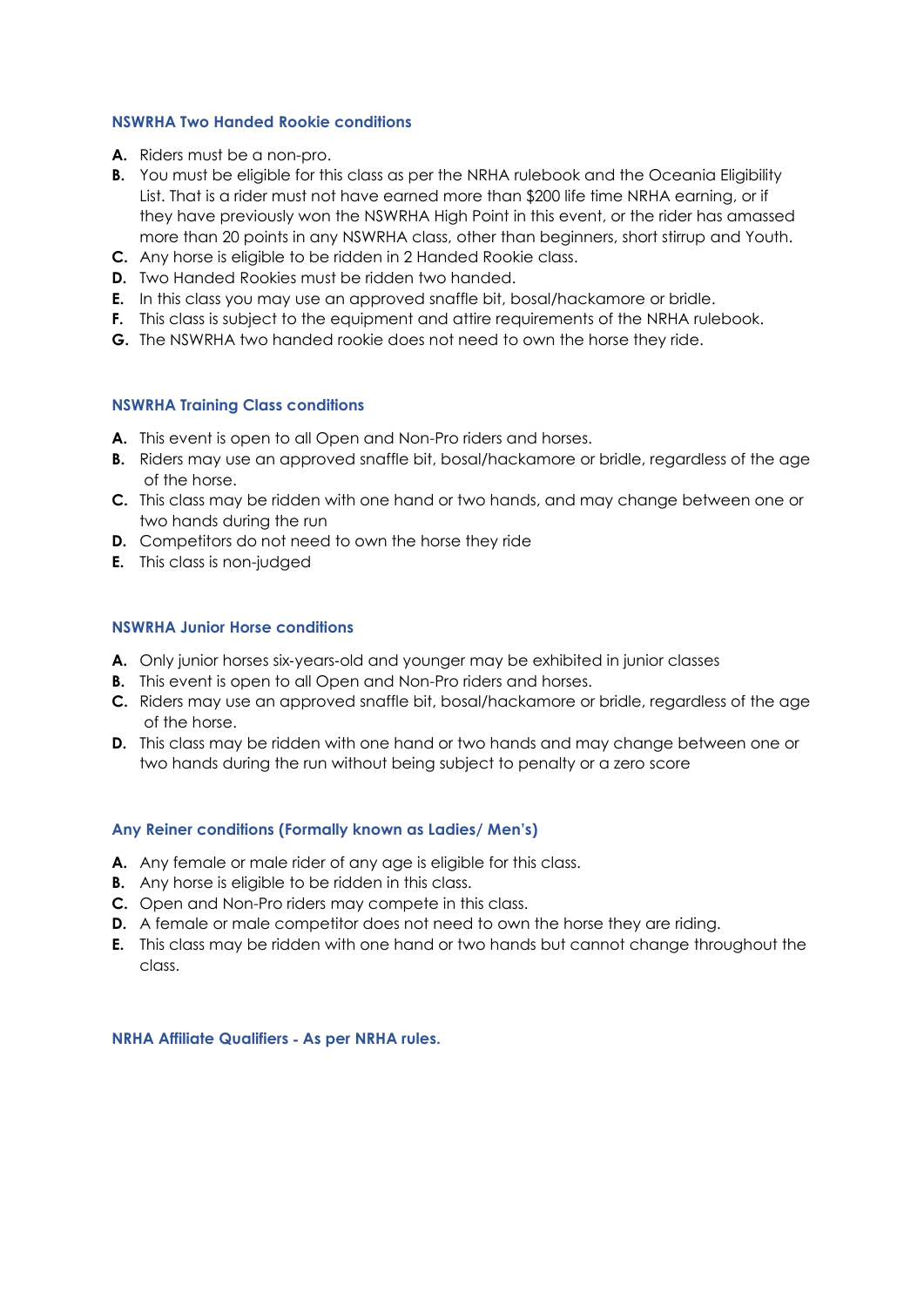### NSWRHA Two Handed Rookie conditions

- **A.** Riders must be a non-pro.
- **B.** You must be eligible for this class as per the NRHA rulebook and the Oceania Eligibility List. That is a rider must not have earned more than $200 life time NRHA earning, or if they have previously won the NSWRHA High Point in this event, or the rider has amassed more than 20 points in any NSWRHA class, other than beginners, short stirrup and Youth.
- **C.** Any horse is eligible to be ridden in 2 Handed Rookie class.
- **D.** Two Handed Rookies must be ridden two handed.
- **E.** In this class you may use an approved snaffle bit, bosal/hackamore or bridle.
- **F.** This class is subject to the equipment and attire requirements of the NRHA rulebook.
- **G.** The NSWRHA two handed rookie does not need to own the horse they ride.

### NSWRHA Training Class conditions

- **A.** This event is open to all Open and Non-Pro riders and horses.
- **B.** Riders may use an approved snaffle bit, bosal/hackamore or bridle, regardless of the age of the horse.
- **C.** This class may be ridden with one hand or two hands, and may change between one or two hands during the run
- **D.** Competitors do not need to own the horse they ride
- **E.** This class is non-judged

### NSWRHA Junior Horse conditions

- **A.** Only junior horses six-years-old and younger may be exhibited in junior classes
- **B.** This event is open to all Open and Non-Pro riders and horses.
- **C.** Riders may use an approved snaffle bit, bosal/hackamore or bridle, regardless of the age of the horse.
- **D.** This class may be ridden with one hand or two hands and may change between one or two hands during the run without being subject to penalty or a zero score

### Any Reiner conditions (Formally known as Ladies/ Men's)

- **A.** Any female or male rider of any age is eligible for this class.
- **B.** Any horse is eligible to be ridden in this class.
- **C.** Open and Non-Pro riders may compete in this class.
- **D.** A female or male competitor does not need to own the horse they are riding.
- **E.** This class may be ridden with one hand or two hands but cannot change throughout the class.

### NRHA Affiliate Qualifiers - As per NRHA rules.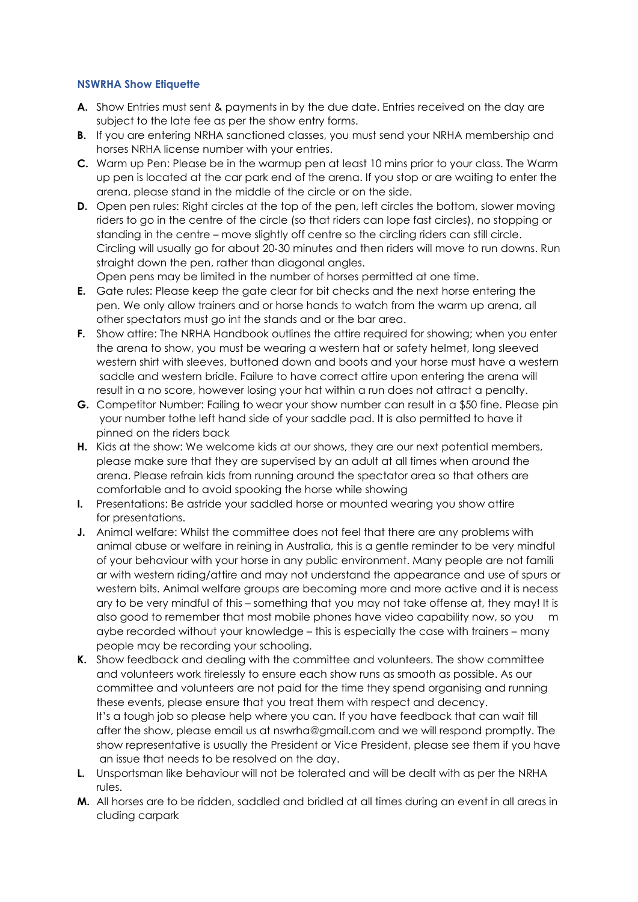### NSWRHA Show Etiquette

**A.** Show Entries must sent & payments in by the due date. Entries received on the day are subject to the late fee as per the show entry forms.

**B.** If you are entering NRHA sanctioned classes, you must send your NRHA membership and horses NRHA license number with your entries.

**C.** Warm up Pen: Please be in the warmup pen at least 10 mins prior to your class. The Warm up pen is located at the car park end of the arena. If you stop or are waiting to enter the arena, please stand in the middle of the circle or on the side.

**D.** Open pen rules: Right circles at the top of the pen, left circles the bottom, slower moving riders to go in the centre of the circle (so that riders can lope fast circles), no stopping or standing in the centre – move slightly off centre so the circling riders can still circle. Circling will usually go for about 20-30 minutes and then riders will move to run downs. Run straight down the pen, rather than diagonal angles.
Open pens may be limited in the number of horses permitted at one time.

**E.** Gate rules: Please keep the gate clear for bit checks and the next horse entering the pen. We only allow trainers and or horse hands to watch from the warm up arena, all other spectators must go int the stands and or the bar area.

**F.** Show attire: The NRHA Handbook outlines the attire required for showing; when you enter the arena to show, you must be wearing a western hat or safety helmet, long sleeved western shirt with sleeves, buttoned down and boots and your horse must have a western saddle and western bridle. Failure to have correct attire upon entering the arena will result in a no score, however losing your hat within a run does not attract a penalty.

**G.** Competitor Number: Failing to wear your show number can result in a $50 fine. Please pin your number tothe left hand side of your saddle pad. It is also permitted to have it pinned on the riders back

**H.** Kids at the show: We welcome kids at our shows, they are our next potential members, please make sure that they are supervised by an adult at all times when around the arena. Please refrain kids from running around the spectator area so that others are comfortable and to avoid spooking the horse while showing

**I.** Presentations: Be astride your saddled horse or mounted wearing you show attire for presentations.

**J.** Animal welfare: Whilst the committee does not feel that there are any problems with animal abuse or welfare in reining in Australia, this is a gentle reminder to be very mindful of your behaviour with your horse in any public environment. Many people are not famili ar with western riding/attire and may not understand the appearance and use of spurs or western bits. Animal welfare groups are becoming more and more active and it is necess ary to be very mindful of this – something that you may not take offense at, they may! It is also good to remember that most mobile phones have video capability now, so you m aybe recorded without your knowledge – this is especially the case with trainers – many people may be recording your schooling.

**K.** Show feedback and dealing with the committee and volunteers. The show committee and volunteers work tirelessly to ensure each show runs as smooth as possible. As our committee and volunteers are not paid for the time they spend organising and running these events, please ensure that you treat them with respect and decency.
It's a tough job so please help where you can. If you have feedback that can wait till after the show, please email us at nswrha@gmail.com and we will respond promptly. The show representative is usually the President or Vice President, please see them if you have an issue that needs to be resolved on the day.

**L.** Unsportsman like behaviour will not be tolerated and will be dealt with as per the NRHA rules.

**M.** All horses are to be ridden, saddled and bridled at all times during an event in all areas in cluding carpark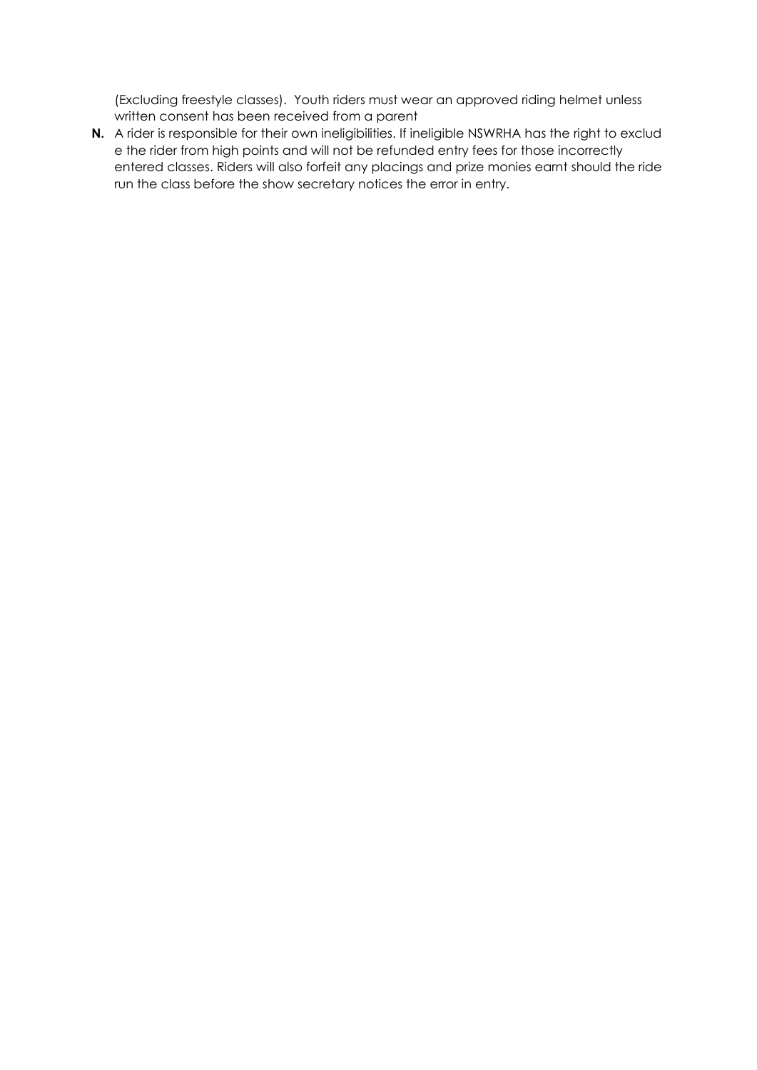(Excluding freestyle classes). Youth riders must wear an approved riding helmet unless written consent has been received from a parent

**N.** A rider is responsible for their own ineligibilities. If ineligible NSWRHA has the right to exclud e the rider from high points and will not be refunded entry fees for those incorrectly entered classes. Riders will also forfeit any placings and prize monies earnt should the ride run the class before the show secretary notices the error in entry.